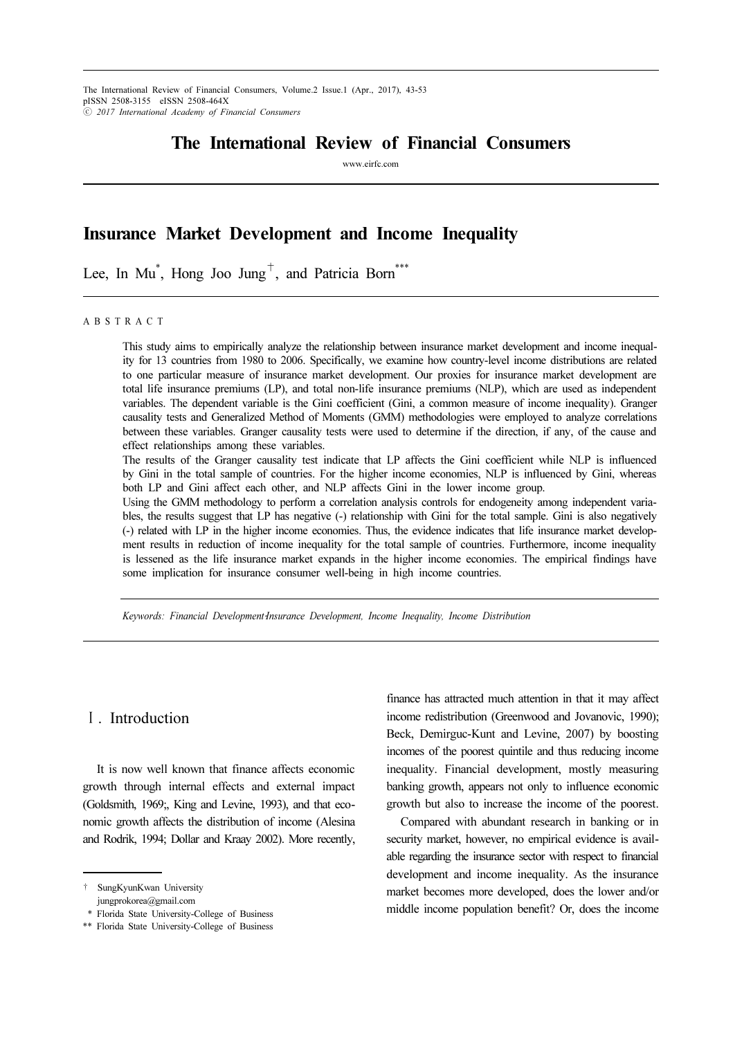# The International Review of Financial Consumers

www.eirfc.com

## Insurance Market Development and Income Inequality

Lee, In Mu[*], Hong Joo Jung[†], and Patricia Born[***]

A B S T R A C T

This study aims to empirically analyze the relationship between insurance market development and income inequality for 13 countries from 1980 to 2006. Specifically, we examine how country-level income distributions are related to one particular measure of insurance market development. Our proxies for insurance market development are total life insurance premiums (LP), and total non-life insurance premiums (NLP), which are used as independent variables. The dependent variable is the Gini coefficient (Gini, a common measure of income inequality). Granger causality tests and Generalized Method of Moments (GMM) methodologies were employed to analyze correlations between these variables. Granger causality tests were used to determine if the direction, if any, of the cause and effect relationships among these variables.

The results of the Granger causality test indicate that LP affects the Gini coefficient while NLP is influenced by Gini in the total sample of countries. For the higher income economies, NLP is influenced by Gini, whereas both LP and Gini affect each other, and NLP affects Gini in the lower income group.

Using the GMM methodology to perform a correlation analysis controls for endogeneity among independent variables, the results suggest that LP has negative (-) relationship with Gini for the total sample. Gini is also negatively (-) related with LP in the higher income economies. Thus, the evidence indicates that life insurance market development results in reduction of income inequality for the total sample of countries. Furthermore, income inequality is lessened as the life insurance market expands in the higher income economies. The empirical findings have some implication for insurance consumer well-being in high income countries.

*Keywords: Financial Development·Insurance Development, Income Inequality, Income Distribution*

## Ⅰ. Introduction

It is now well known that finance affects economic growth through internal effects and external impact (Goldsmith, 1969;, King and Levine, 1993), and that economic growth affects the distribution of income (Alesina and Rodrik, 1994; Dollar and Kraay 2002). More recently, finance has attracted much attention in that it may affect income redistribution (Greenwood and Jovanovic, 1990); Beck, Demirguc-Kunt and Levine, 2007) by boosting incomes of the poorest quintile and thus reducing income inequality. Financial development, mostly measuring banking growth, appears not only to influence economic growth but also to increase the income of the poorest.

Compared with abundant research in banking or in security market, however, no empirical evidence is available regarding the insurance sector with respect to financial development and income inequality. As the insurance market becomes more developed, does the lower and/or middle income population benefit? Or, does the income

---

† SungKyunKwan University
jungprokorea@gmail.com

\* Florida State University-College of Business

\*\* Florida State University-College of Business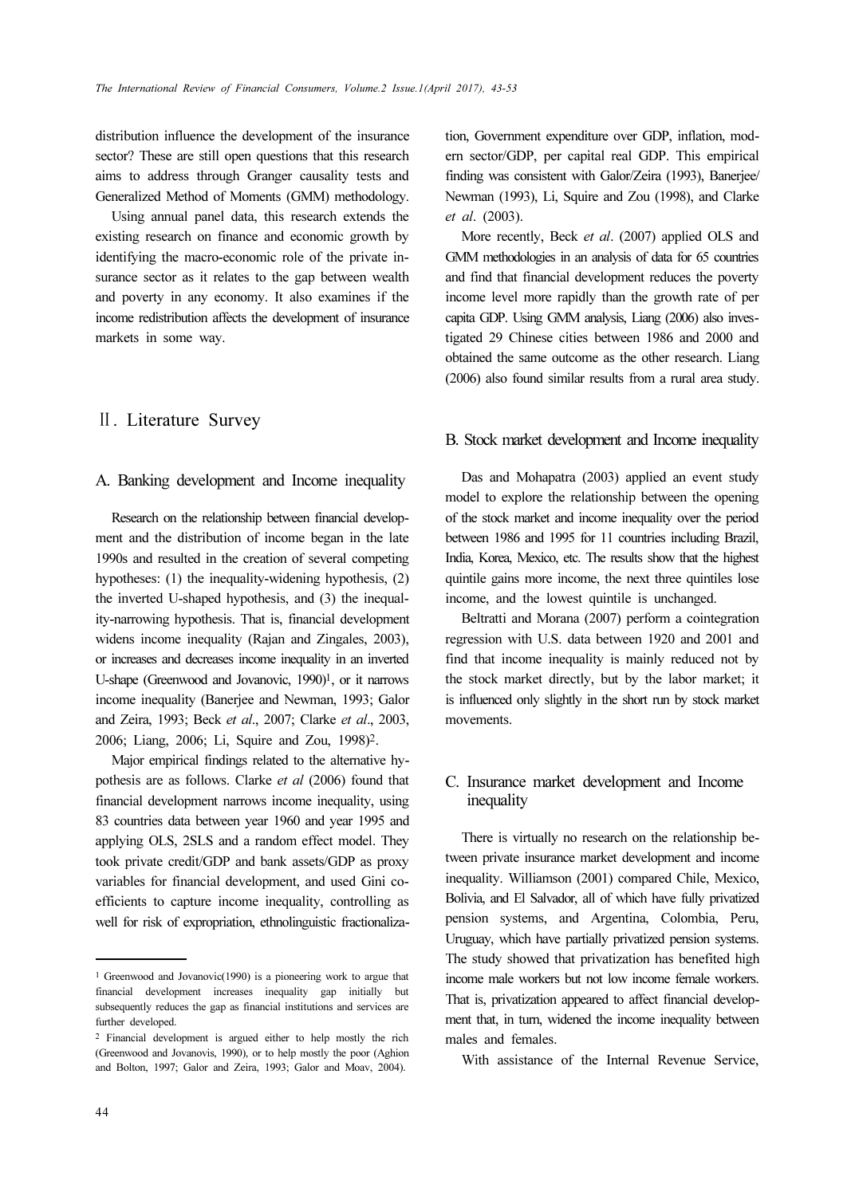distribution influence the development of the insurance sector? These are still open questions that this research aims to address through Granger causality tests and Generalized Method of Moments (GMM) methodology.

Using annual panel data, this research extends the existing research on finance and economic growth by identifying the macro-economic role of the private insurance sector as it relates to the gap between wealth and poverty in any economy. It also examines if the income redistribution affects the development of insurance markets in some way.

## Ⅱ. Literature Survey

### A. Banking development and Income inequality

Research on the relationship between financial development and the distribution of income began in the late 1990s and resulted in the creation of several competing hypotheses: (1) the inequality-widening hypothesis, (2) the inverted U-shaped hypothesis, and (3) the inequality-narrowing hypothesis. That is, financial development widens income inequality (Rajan and Zingales, 2003), or increases and decreases income inequality in an inverted U-shape (Greenwood and Jovanovic, 1990)[1], or it narrows income inequality (Banerjee and Newman, 1993; Galor and Zeira, 1993; Beck *et al*., 2007; Clarke *et al*., 2003, 2006; Liang, 2006; Li, Squire and Zou, 1998)[2].

Major empirical findings related to the alternative hypothesis are as follows. Clarke *et al* (2006) found that financial development narrows income inequality, using 83 countries data between year 1960 and year 1995 and applying OLS, 2SLS and a random effect model. They took private credit/GDP and bank assets/GDP as proxy variables for financial development, and used Gini coefficients to capture income inequality, controlling as well for risk of expropriation, ethnolinguistic fractionalization, Government expenditure over GDP, inflation, modern sector/GDP, per capital real GDP. This empirical finding was consistent with Galor/Zeira (1993), Banerjee/Newman (1993), Li, Squire and Zou (1998), and Clarke *et al*. (2003).

More recently, Beck *et al*. (2007) applied OLS and GMM methodologies in an analysis of data for 65 countries and find that financial development reduces the poverty income level more rapidly than the growth rate of per capita GDP. Using GMM analysis, Liang (2006) also investigated 29 Chinese cities between 1986 and 2000 and obtained the same outcome as the other research. Liang (2006) also found similar results from a rural area study.

### B. Stock market development and Income inequality

Das and Mohapatra (2003) applied an event study model to explore the relationship between the opening of the stock market and income inequality over the period between 1986 and 1995 for 11 countries including Brazil, India, Korea, Mexico, etc. The results show that the highest quintile gains more income, the next three quintiles lose income, and the lowest quintile is unchanged.

Beltratti and Morana (2007) perform a cointegration regression with U.S. data between 1920 and 2001 and find that income inequality is mainly reduced not by the stock market directly, but by the labor market; it is influenced only slightly in the short run by stock market movements.

### C. Insurance market development and Income inequality

There is virtually no research on the relationship between private insurance market development and income inequality. Williamson (2001) compared Chile, Mexico, Bolivia, and El Salvador, all of which have fully privatized pension systems, and Argentina, Colombia, Peru, Uruguay, which have partially privatized pension systems. The study showed that privatization has benefited high income male workers but not low income female workers. That is, privatization appeared to affect financial development that, in turn, widened the income inequality between males and females.

With assistance of the Internal Revenue Service,

[1] Greenwood and Jovanovic(1990) is a pioneering work to argue that financial development increases inequality gap initially but subsequently reduces the gap as financial institutions and services are further developed.

[2] Financial development is argued either to help mostly the rich (Greenwood and Jovanovis, 1990), or to help mostly the poor (Aghion and Bolton, 1997; Galor and Zeira, 1993; Galor and Moav, 2004).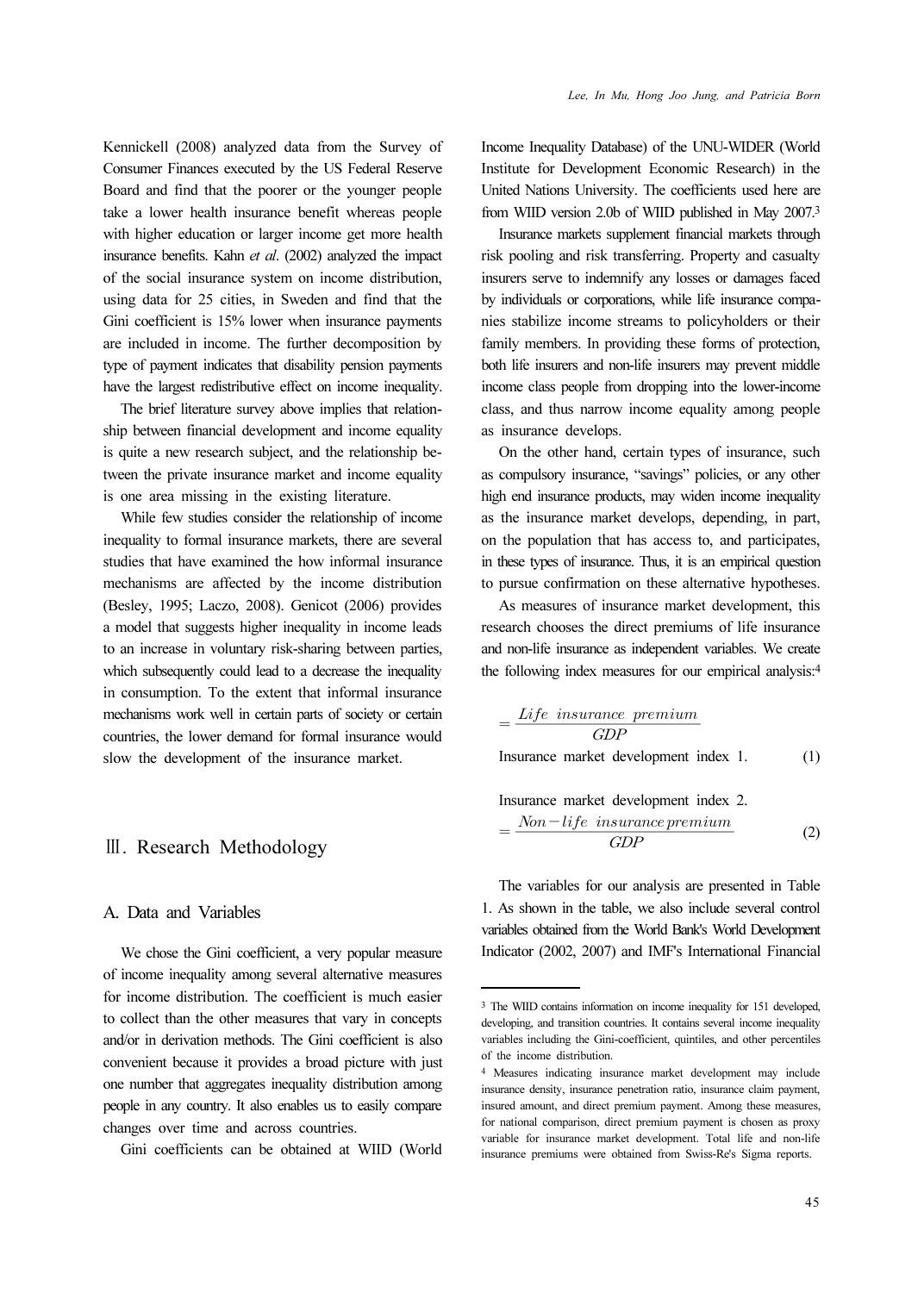Kennickell (2008) analyzed data from the Survey of Consumer Finances executed by the US Federal Reserve Board and find that the poorer or the younger people take a lower health insurance benefit whereas people with higher education or larger income get more health insurance benefits. Kahn *et al*. (2002) analyzed the impact of the social insurance system on income distribution, using data for 25 cities, in Sweden and find that the Gini coefficient is 15% lower when insurance payments are included in income. The further decomposition by type of payment indicates that disability pension payments have the largest redistributive effect on income inequality.

The brief literature survey above implies that relationship between financial development and income equality is quite a new research subject, and the relationship between the private insurance market and income equality is one area missing in the existing literature.

While few studies consider the relationship of income inequality to formal insurance markets, there are several studies that have examined the how informal insurance mechanisms are affected by the income distribution (Besley, 1995; Laczo, 2008). Genicot (2006) provides a model that suggests higher inequality in income leads to an increase in voluntary risk-sharing between parties, which subsequently could lead to a decrease the inequality in consumption. To the extent that informal insurance mechanisms work well in certain parts of society or certain countries, the lower demand for formal insurance would slow the development of the insurance market.

## Ⅲ. Research Methodology

### A. Data and Variables

We chose the Gini coefficient, a very popular measure of income inequality among several alternative measures for income distribution. The coefficient is much easier to collect than the other measures that vary in concepts and/or in derivation methods. The Gini coefficient is also convenient because it provides a broad picture with just one number that aggregates inequality distribution among people in any country. It also enables us to easily compare changes over time and across countries.

Gini coefficients can be obtained at WIID (World Income Inequality Database) of the UNU-WIDER (World Institute for Development Economic Research) in the United Nations University. The coefficients used here are from WIID version 2.0b of WIID published in May 2007.[3]

Insurance markets supplement financial markets through risk pooling and risk transferring. Property and casualty insurers serve to indemnify any losses or damages faced by individuals or corporations, while life insurance companies stabilize income streams to policyholders or their family members. In providing these forms of protection, both life insurers and non-life insurers may prevent middle income class people from dropping into the lower-income class, and thus narrow income equality among people as insurance develops.

On the other hand, certain types of insurance, such as compulsory insurance, "savings" policies, or any other high end insurance products, may widen income inequality as the insurance market develops, depending, in part, on the population that has access to, and participates, in these types of insurance. Thus, it is an empirical question to pursue confirmation on these alternative hypotheses.

As measures of insurance market development, this research chooses the direct premiums of life insurance and non-life insurance as independent variables. We create the following index measures for our empirical analysis:[4]

$$= \frac{Life\ \ insurance\ \ premium}{GDP}$$

Insurance market development index 1. (1)

Insurance market development index 2.

$$= \frac{Non-life\ \ insurance\, premium}{GDP} \tag{2}$$

The variables for our analysis are presented in Table 1. As shown in the table, we also include several control variables obtained from the World Bank's World Development Indicator (2002, 2007) and IMF's International Financial

[3] The WIID contains information on income inequality for 151 developed, developing, and transition countries. It contains several income inequality variables including the Gini-coefficient, quintiles, and other percentiles of the income distribution.

[4] Measures indicating insurance market development may include insurance density, insurance penetration ratio, insurance claim payment, insured amount, and direct premium payment. Among these measures, for national comparison, direct premium payment is chosen as proxy variable for insurance market development. Total life and non-life insurance premiums were obtained from Swiss-Re's Sigma reports.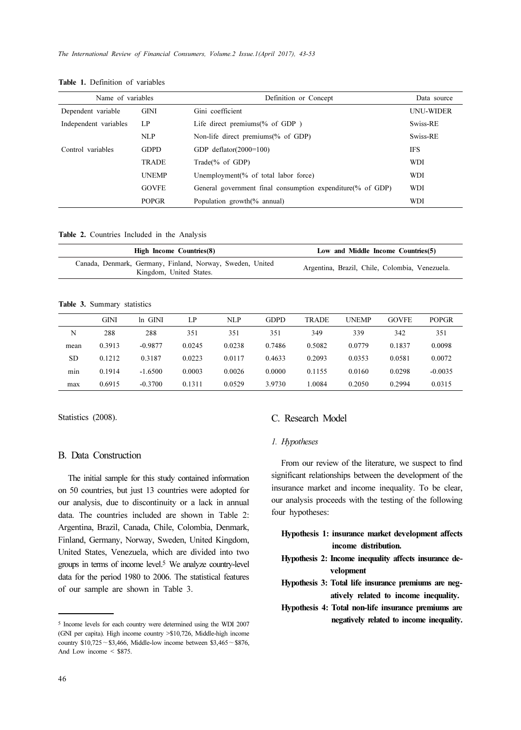**Table 1.** Definition of variables

| Name of variables | | Definition or Concept | Data source |
|---|---|---|---|
| Dependent variable | GINI | Gini coefficient | UNU-WIDER |
| Independent variables | LP | Life direct premiums(% of GDP ) | Swiss-RE |
| | NLP | Non-life direct premiums(% of GDP) | Swiss-RE |
| Control variables | GDPD | GDP deflator(2000=100) | IFS |
| | TRADE | Trade(% of GDP) | WDI |
| | UNEMP | Unemployment(% of total labor force) | WDI |
| | GOVFE | General government final consumption expenditure(% of GDP) | WDI |
| | POPGR | Population growth(% annual) | WDI |

**Table 2.** Countries Included in the Analysis

| High Income Countries(8) | Low and Middle Income Countries(5) |
|---|---|
| Canada, Denmark, Germany, Finland, Norway, Sweden, United Kingdom, United States. | Argentina, Brazil, Chile, Colombia, Venezuela. |

**Table 3.** Summary statistics

| | GINI | ln GINI | LP | NLP | GDPD | TRADE | UNEMP | GOVFE | POPGR |
|---|---|---|---|---|---|---|---|---|---|
| N | 288 | 288 | 351 | 351 | 351 | 349 | 339 | 342 | 351 |
| mean | 0.3913 | -0.9877 | 0.0245 | 0.0238 | 0.7486 | 0.5082 | 0.0779 | 0.1837 | 0.0098 |
| SD | 0.1212 | 0.3187 | 0.0223 | 0.0117 | 0.4633 | 0.2093 | 0.0353 | 0.0581 | 0.0072 |
| min | 0.1914 | -1.6500 | 0.0003 | 0.0026 | 0.0000 | 0.1155 | 0.0160 | 0.0298 | -0.0035 |
| max | 0.6915 | -0.3700 | 0.1311 | 0.0529 | 3.9730 | 1.0084 | 0.2050 | 0.2994 | 0.0315 |

Statistics (2008).

## B. Data Construction

The initial sample for this study contained information on 50 countries, but just 13 countries were adopted for our analysis, due to discontinuity or a lack in annual data. The countries included are shown in Table 2: Argentina, Brazil, Canada, Chile, Colombia, Denmark, Finland, Germany, Norway, Sweden, United Kingdom, United States, Venezuela, which are divided into two groups in terms of income level.[5] We analyze country-level data for the period 1980 to 2006. The statistical features of our sample are shown in Table 3.

## C. Research Model

### *1. Hypotheses*

From our review of the literature, we suspect to find significant relationships between the development of the insurance market and income inequality. To be clear, our analysis proceeds with the testing of the following four hypotheses:

**Hypothesis 1: insurance market development affects income distribution.**

**Hypothesis 2: Income inequality affects insurance development**

**Hypothesis 3: Total life insurance premiums are negatively related to income inequality.**

**Hypothesis 4: Total non-life insurance premiums are negatively related to income inequality.**

[5] Income levels for each country were determined using the WDI 2007 (GNI per capita). High income country >$10,726, Middle-high income country $10,725 ~ $3,466, Middle-low income between $3,465 ~ $876, And Low income < $875.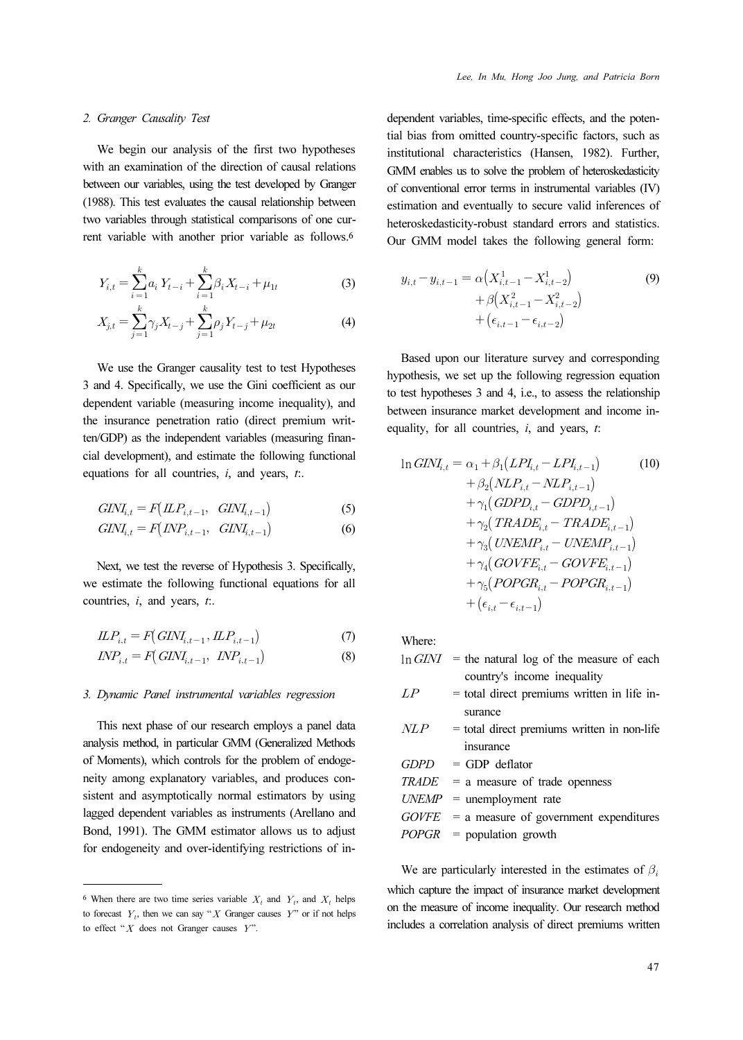### 2. Granger Causality Test

We begin our analysis of the first two hypotheses with an examination of the direction of causal relations between our variables, using the test developed by Granger (1988). This test evaluates the causal relationship between two variables through statistical comparisons of one current variable with another prior variable as follows.[6]

$$Y_{i,t} = \sum_{i=1}^{k} a_i Y_{t-i} + \sum_{i=1}^{k} \beta_i X_{t-i} + \mu_{1t} \tag{3}$$

$$X_{j,t} = \sum_{j=1}^{k} \gamma_j X_{t-j} + \sum_{j=1}^{k} \rho_j Y_{t-j} + \mu_{2t} \tag{4}$$

We use the Granger causality test to test Hypotheses 3 and 4. Specifically, we use the Gini coefficient as our dependent variable (measuring income inequality), and the insurance penetration ratio (direct premium written/GDP) as the independent variables (measuring financial development), and estimate the following functional equations for all countries, *i*, and years, *t*:.

$$GINI_{i,t} = F(ILP_{i,t-1},\ GINI_{i,t-1}) \tag{5}$$

$$GINI_{i,t} = F(INP_{i,t-1},\ GINI_{i,t-1}) \tag{6}$$

Next, we test the reverse of Hypothesis 3. Specifically, we estimate the following functional equations for all countries, *i*, and years, *t*:.

$$ILP_{i,t} = F(GINI_{i,t-1},\ ILP_{i,t-1}) \tag{7}$$

$$INP_{i,t} = F(GINI_{i,t-1},\ INP_{i,t-1}) \tag{8}$$

### 3. Dynamic Panel instrumental variables regression

This next phase of our research employs a panel data analysis method, in particular GMM (Generalized Methods of Moments), which controls for the problem of endogeneity among explanatory variables, and produces consistent and asymptotically normal estimators by using lagged dependent variables as instruments (Arellano and Bond, 1991). The GMM estimator allows us to adjust for endogeneity and over-identifying restrictions of independent variables, time-specific effects, and the potential bias from omitted country-specific factors, such as institutional characteristics (Hansen, 1982). Further, GMM enables us to solve the problem of heteroskedasticity of conventional error terms in instrumental variables (IV) estimation and eventually to secure valid inferences of heteroskedasticity-robust standard errors and statistics. Our GMM model takes the following general form:

$$\begin{aligned} y_{i,t} - y_{i,t-1} = {} & \alpha\left(X^1_{i,t-1} - X^1_{i,t-2}\right) \\ & + \beta\left(X^2_{i,t-1} - X^2_{i,t-2}\right) \\ & + \left(\epsilon_{i,t-1} - \epsilon_{i,t-2}\right) \end{aligned} \tag{9}$$

Based upon our literature survey and corresponding hypothesis, we set up the following regression equation to test hypotheses 3 and 4, i.e., to assess the relationship between insurance market development and income inequality, for all countries, *i*, and years, *t*:

$$\begin{aligned} \ln GINI_{i,t} = {} & \alpha_1 + \beta_1\left(LPI_{i,t} - LPI_{i,t-1}\right) \\ & + \beta_2\left(NLP_{i,t} - NLP_{i,t-1}\right) \\ & + \gamma_1\left(GDPD_{i,t} - GDPD_{i,t-1}\right) \\ & + \gamma_2\left(TRADE_{i,t} - TRADE_{i,t-1}\right) \\ & + \gamma_3\left(UNEMP_{i,t} - UNEMP_{i,t-1}\right) \\ & + \gamma_4\left(GOVFE_{i,t} - GOVFE_{i,t-1}\right) \\ & + \gamma_5\left(POPGR_{i,t} - POPGR_{i,t-1}\right) \\ & + \left(\epsilon_{i,t} - \epsilon_{i,t-1}\right) \end{aligned} \tag{10}$$

Where:

- $\ln GINI$ = the natural log of the measure of each country's income inequality
- $LP$ = total direct premiums written in life insurance
- $NLP$ = total direct premiums written in non-life insurance
- $GDPD$ = GDP deflator
- $TRADE$ = a measure of trade openness
- $UNEMP$ = unemployment rate
- $GOVFE$ = a measure of government expenditures
- $POPGR$ = population growth

We are particularly interested in the estimates of $\beta_i$ which capture the impact of insurance market development on the measure of income inequality. Our research method includes a correlation analysis of direct premiums written

---

[6] When there are two time series variable $X_t$ and $Y_t$, and $X_t$ helps to forecast $Y_t$, then we can say "$X$ Granger causes $Y$" or if not helps to effect "$X$ does not Granger causes $Y$".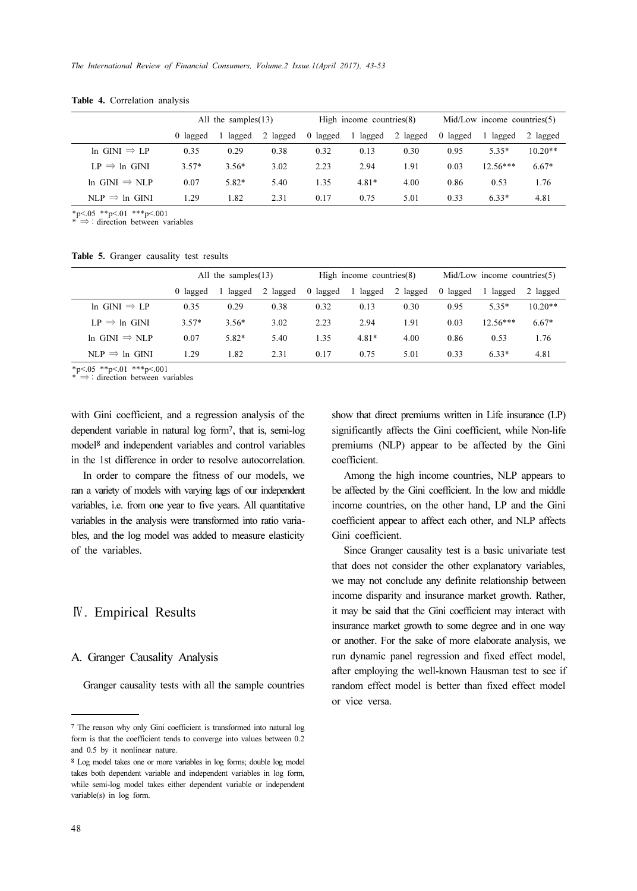**Table 4.** Correlation analysis

| | All the samples(13) | | | High income countries(8) | | | Mid/Low income countries(5) | | |
|---|---|---|---|---|---|---|---|---|---|
| | 0 lagged | 1 lagged | 2 lagged | 0 lagged | 1 lagged | 2 lagged | 0 lagged | 1 lagged | 2 lagged |
| ln GINI ⇒ LP | 0.35 | 0.29 | 0.38 | 0.32 | 0.13 | 0.30 | 0.95 | 5.35* | 10.20** |
| LP ⇒ ln GINI | 3.57* | 3.56* | 3.02 | 2.23 | 2.94 | 1.91 | 0.03 | 12.56*** | 6.67* |
| ln GINI ⇒ NLP | 0.07 | 5.82* | 5.40 | 1.35 | 4.81* | 4.00 | 0.86 | 0.53 | 1.76 |
| NLP ⇒ ln GINI | 1.29 | 1.82 | 2.31 | 0.17 | 0.75 | 5.01 | 0.33 | 6.33* | 4.81 |

*p<.05 **p<.01 ***p<.001
* ⇒ : direction between variables

**Table 5.** Granger causality test results

| | All the samples(13) | | | High income countries(8) | | | Mid/Low income countries(5) | | |
|---|---|---|---|---|---|---|---|---|---|
| | 0 lagged | 1 lagged | 2 lagged | 0 lagged | 1 lagged | 2 lagged | 0 lagged | 1 lagged | 2 lagged |
| ln GINI ⇒ LP | 0.35 | 0.29 | 0.38 | 0.32 | 0.13 | 0.30 | 0.95 | 5.35* | 10.20** |
| LP ⇒ ln GINI | 3.57* | 3.56* | 3.02 | 2.23 | 2.94 | 1.91 | 0.03 | 12.56*** | 6.67* |
| ln GINI ⇒ NLP | 0.07 | 5.82* | 5.40 | 1.35 | 4.81* | 4.00 | 0.86 | 0.53 | 1.76 |
| NLP ⇒ ln GINI | 1.29 | 1.82 | 2.31 | 0.17 | 0.75 | 5.01 | 0.33 | 6.33* | 4.81 |

*p<.05 **p<.01 ***p<.001
* ⇒ : direction between variables

with Gini coefficient, and a regression analysis of the dependent variable in natural log form[7], that is, semi-log model[8] and independent variables and control variables in the 1st difference in order to resolve autocorrelation.

In order to compare the fitness of our models, we ran a variety of models with varying lags of our independent variables, i.e. from one year to five years. All quantitative variables in the analysis were transformed into ratio variables, and the log model was added to measure elasticity of the variables.

## Ⅳ. Empirical Results

### A. Granger Causality Analysis

Granger causality tests with all the sample countries show that direct premiums written in Life insurance (LP) significantly affects the Gini coefficient, while Non-life premiums (NLP) appear to be affected by the Gini coefficient.

Among the high income countries, NLP appears to be affected by the Gini coefficient. In the low and middle income countries, on the other hand, LP and the Gini coefficient appear to affect each other, and NLP affects Gini coefficient.

Since Granger causality test is a basic univariate test that does not consider the other explanatory variables, we may not conclude any definite relationship between income disparity and insurance market growth. Rather, it may be said that the Gini coefficient may interact with insurance market growth to some degree and in one way or another. For the sake of more elaborate analysis, we run dynamic panel regression and fixed effect model, after employing the well-known Hausman test to see if random effect model is better than fixed effect model or vice versa.

[7] The reason why only Gini coefficient is transformed into natural log form is that the coefficient tends to converge into values between 0.2 and 0.5 by it nonlinear nature.

[8] Log model takes one or more variables in log forms; double log model takes both dependent variable and independent variables in log form, while semi-log model takes either dependent variable or independent variable(s) in log form.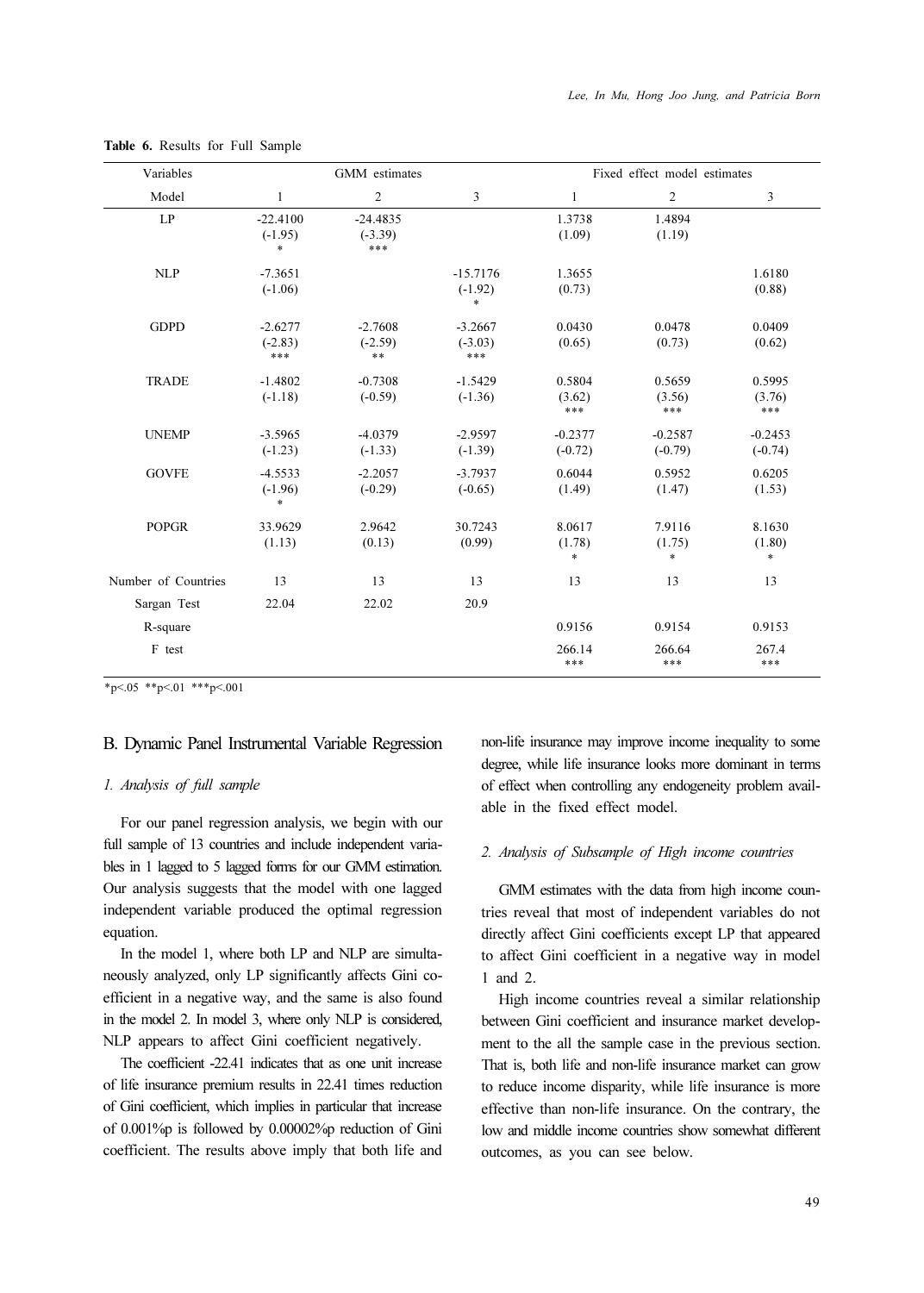**Table 6.** Results for Full Sample

| Variables | GMM estimates | | | Fixed effect model estimates | | |
|---|---|---|---|---|---|---|
| Model | 1 | 2 | 3 | 1 | 2 | 3 |
| LP | -22.4100 (-1.95) * | -24.4835 (-3.39) *** | | 1.3738 (1.09) | 1.4894 (1.19) | |
| NLP | -7.3651 (-1.06) | | -15.7176 (-1.92) * | 1.3655 (0.73) | | 1.6180 (0.88) |
| GDPD | -2.6277 (-2.83) *** | -2.7608 (-2.59) ** | -3.2667 (-3.03) *** | 0.0430 (0.65) | 0.0478 (0.73) | 0.0409 (0.62) |
| TRADE | -1.4802 (-1.18) | -0.7308 (-0.59) | -1.5429 (-1.36) | 0.5804 (3.62) *** | 0.5659 (3.56) *** | 0.5995 (3.76) *** |
| UNEMP | -3.5965 (-1.23) | -4.0379 (-1.33) | -2.9597 (-1.39) | -0.2377 (-0.72) | -0.2587 (-0.79) | -0.2453 (-0.74) |
| GOVFE | -4.5533 (-1.96) * | -2.2057 (-0.29) | -3.7937 (-0.65) | 0.6044 (1.49) | 0.5952 (1.47) | 0.6205 (1.53) |
| POPGR | 33.9629 (1.13) | 2.9642 (0.13) | 30.7243 (0.99) | 8.0617 (1.78) * | 7.9116 (1.75) * | 8.1630 (1.80) * |
| Number of Countries | 13 | 13 | 13 | 13 | 13 | 13 |
| Sargan Test | 22.04 | 22.02 | 20.9 | | | |
| R-square | | | | 0.9156 | 0.9154 | 0.9153 |
| F test | | | | 266.14 *** | 266.64 *** | 267.4 *** |

*p<.05 **p<.01 ***p<.001

## B. Dynamic Panel Instrumental Variable Regression

### *1. Analysis of full sample*

For our panel regression analysis, we begin with our full sample of 13 countries and include independent variables in 1 lagged to 5 lagged forms for our GMM estimation. Our analysis suggests that the model with one lagged independent variable produced the optimal regression equation.

In the model 1, where both LP and NLP are simultaneously analyzed, only LP significantly affects Gini coefficient in a negative way, and the same is also found in the model 2. In model 3, where only NLP is considered, NLP appears to affect Gini coefficient negatively.

The coefficient -22.41 indicates that as one unit increase of life insurance premium results in 22.41 times reduction of Gini coefficient, which implies in particular that increase of 0.001%p is followed by 0.00002%p reduction of Gini coefficient. The results above imply that both life and non-life insurance may improve income inequality to some degree, while life insurance looks more dominant in terms of effect when controlling any endogeneity problem available in the fixed effect model.

### *2. Analysis of Subsample of High income countries*

GMM estimates with the data from high income countries reveal that most of independent variables do not directly affect Gini coefficients except LP that appeared to affect Gini coefficient in a negative way in model 1 and 2.

High income countries reveal a similar relationship between Gini coefficient and insurance market development to the all the sample case in the previous section. That is, both life and non-life insurance market can grow to reduce income disparity, while life insurance is more effective than non-life insurance. On the contrary, the low and middle income countries show somewhat different outcomes, as you can see below.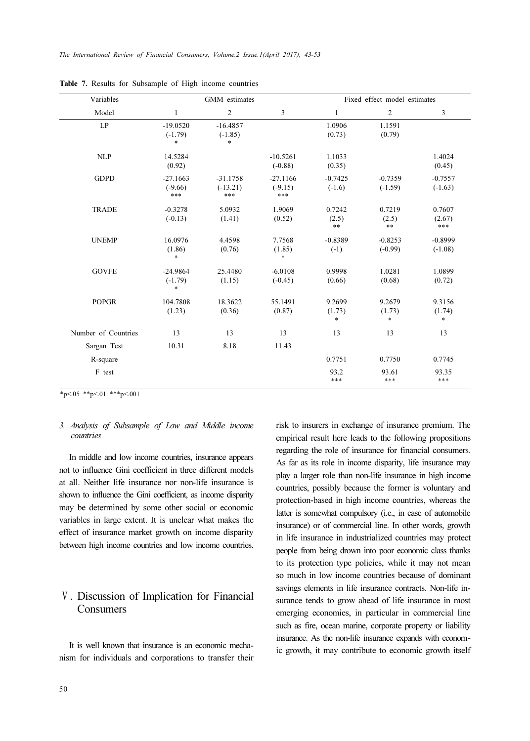**Table 7.** Results for Subsample of High income countries

| Variables | GMM estimates | | | Fixed effect model estimates | | |
|---|---|---|---|---|---|---|
| Model | 1 | 2 | 3 | 1 | 2 | 3 |
| LP | -19.0520 (-1.79) * | -16.4857 (-1.85) * | | 1.0906 (0.73) | 1.1591 (0.79) | |
| NLP | 14.5284 (0.92) | | -10.5261 (-0.88) | 1.1033 (0.35) | | 1.4024 (0.45) |
| GDPD | -27.1663 (-9.66) *** | -31.1758 (-13.21) *** | -27.1166 (-9.15) *** | -0.7425 (-1.6) | -0.7359 (-1.59) | -0.7557 (-1.63) |
| TRADE | -0.3278 (-0.13) | 5.0932 (1.41) | 1.9069 (0.52) | 0.7242 (2.5) ** | 0.7219 (2.5) ** | 0.7607 (2.67) *** |
| UNEMP | 16.0976 (1.86) * | 4.4598 (0.76) | 7.7568 (1.85) * | -0.8389 (-1) | -0.8253 (-0.99) | -0.8999 (-1.08) |
| GOVFE | -24.9864 (-1.79) * | 25.4480 (1.15) | -6.0108 (-0.45) | 0.9998 (0.66) | 1.0281 (0.68) | 1.0899 (0.72) |
| POPGR | 104.7808 (1.23) | 18.3622 (0.36) | 55.1491 (0.87) | 9.2699 (1.73) * | 9.2679 (1.73) * | 9.3156 (1.74) * |
| Number of Countries | 13 | 13 | 13 | 13 | 13 | 13 |
| Sargan Test | 10.31 | 8.18 | 11.43 | | | |
| R-square | | | | 0.7751 | 0.7750 | 0.7745 |
| F test | | | | 93.2 *** | 93.61 *** | 93.35 *** |

*p<.05 **p<.01 ***p<.001

### 3. Analysis of Subsample of Low and Middle income countries

In middle and low income countries, insurance appears not to influence Gini coefficient in three different models at all. Neither life insurance nor non-life insurance is shown to influence the Gini coefficient, as income disparity may be determined by some other social or economic variables in large extent. It is unclear what makes the effect of insurance market growth on income disparity between high income countries and low income countries.

## Ⅴ. Discussion of Implication for Financial Consumers

It is well known that insurance is an economic mechanism for individuals and corporations to transfer their risk to insurers in exchange of insurance premium. The empirical result here leads to the following propositions regarding the role of insurance for financial consumers. As far as its role in income disparity, life insurance may play a larger role than non-life insurance in high income countries, possibly because the former is voluntary and protection-based in high income countries, whereas the latter is somewhat compulsory (i.e., in case of automobile insurance) or of commercial line. In other words, growth in life insurance in industrialized countries may protect people from being drown into poor economic class thanks to its protection type policies, while it may not mean so much in low income countries because of dominant savings elements in life insurance contracts. Non-life insurance tends to grow ahead of life insurance in most emerging economies, in particular in commercial line such as fire, ocean marine, corporate property or liability insurance. As the non-life insurance expands with economic growth, it may contribute to economic growth itself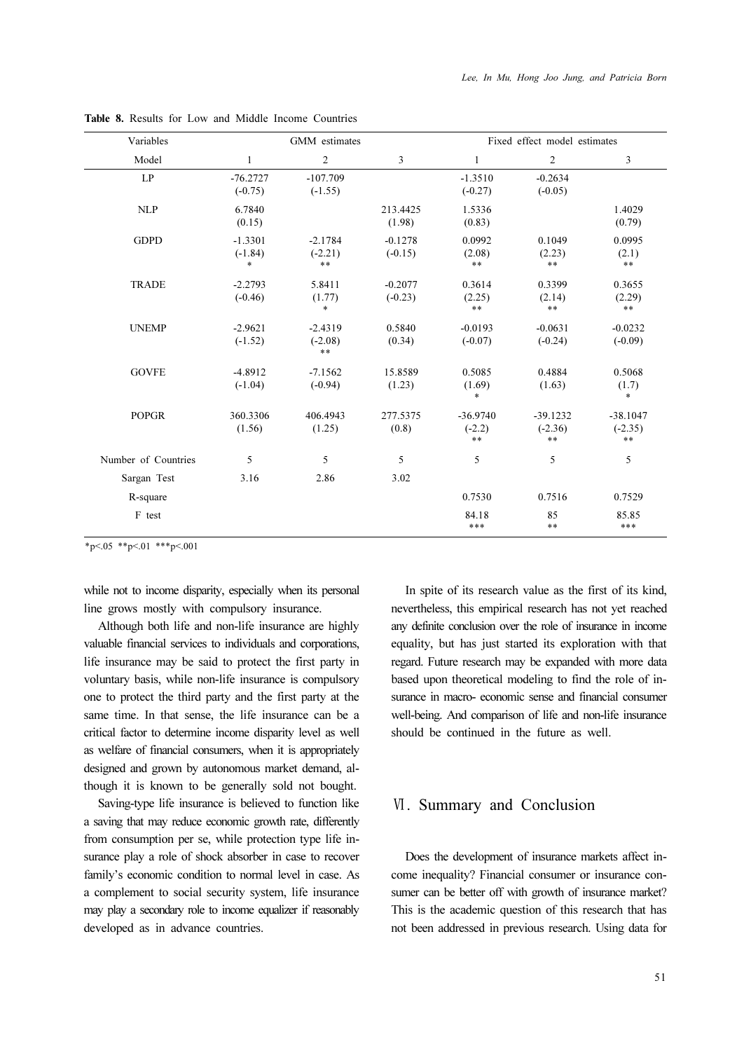**Table 8.** Results for Low and Middle Income Countries

| Variables | GMM estimates | | | Fixed effect model estimates | | |
|---|---|---|---|---|---|---|
| Model | 1 | 2 | 3 | 1 | 2 | 3 |
| LP | -76.2727<br>(-0.75) | -107.709<br>(-1.55) | | -1.3510<br>(-0.27) | -0.2634<br>(-0.05) | |
| NLP | 6.7840<br>(0.15) | | 213.4425<br>(1.98) | 1.5336<br>(0.83) | | 1.4029<br>(0.79) |
| GDPD | -1.3301<br>(-1.84)<br>* | -2.1784<br>(-2.21)<br>** | -0.1278<br>(-0.15) | 0.0992<br>(2.08)<br>** | 0.1049<br>(2.23)<br>** | 0.0995<br>(2.1)<br>** |
| TRADE | -2.2793<br>(-0.46) | 5.8411<br>(1.77)<br>* | -0.2077<br>(-0.23) | 0.3614<br>(2.25)<br>** | 0.3399<br>(2.14)<br>** | 0.3655<br>(2.29)<br>** |
| UNEMP | -2.9621<br>(-1.52) | -2.4319<br>(-2.08)<br>** | 0.5840<br>(0.34) | -0.0193<br>(-0.07) | -0.0631<br>(-0.24) | -0.0232<br>(-0.09) |
| GOVFE | -4.8912<br>(-1.04) | -7.1562<br>(-0.94) | 15.8589<br>(1.23) | 0.5085<br>(1.69)<br>* | 0.4884<br>(1.63) | 0.5068<br>(1.7)<br>* |
| POPGR | 360.3306<br>(1.56) | 406.4943<br>(1.25) | 277.5375<br>(0.8) | -36.9740<br>(-2.2)<br>** | -39.1232<br>(-2.36)<br>** | -38.1047<br>(-2.35)<br>** |
| Number of Countries | 5 | 5 | 5 | 5 | 5 | 5 |
| Sargan Test | 3.16 | 2.86 | 3.02 | | | |
| R-square | | | | 0.7530 | 0.7516 | 0.7529 |
| F test | | | | 84.18<br>*** | 85<br>** | 85.85<br>*** |

*p<.05 **p<.01 ***p<.001

while not to income disparity, especially when its personal line grows mostly with compulsory insurance.

Although both life and non-life insurance are highly valuable financial services to individuals and corporations, life insurance may be said to protect the first party in voluntary basis, while non-life insurance is compulsory one to protect the third party and the first party at the same time. In that sense, the life insurance can be a critical factor to determine income disparity level as well as welfare of financial consumers, when it is appropriately designed and grown by autonomous market demand, although it is known to be generally sold not bought.

Saving-type life insurance is believed to function like a saving that may reduce economic growth rate, differently from consumption per se, while protection type life insurance play a role of shock absorber in case to recover family's economic condition to normal level in case. As a complement to social security system, life insurance may play a secondary role to income equalizer if reasonably developed as in advance countries.

In spite of its research value as the first of its kind, nevertheless, this empirical research has not yet reached any definite conclusion over the role of insurance in income equality, but has just started its exploration with that regard. Future research may be expanded with more data based upon theoretical modeling to find the role of insurance in macro- economic sense and financial consumer well-being. And comparison of life and non-life insurance should be continued in the future as well.

## Ⅵ. Summary and Conclusion

Does the development of insurance markets affect income inequality? Financial consumer or insurance consumer can be better off with growth of insurance market? This is the academic question of this research that has not been addressed in previous research. Using data for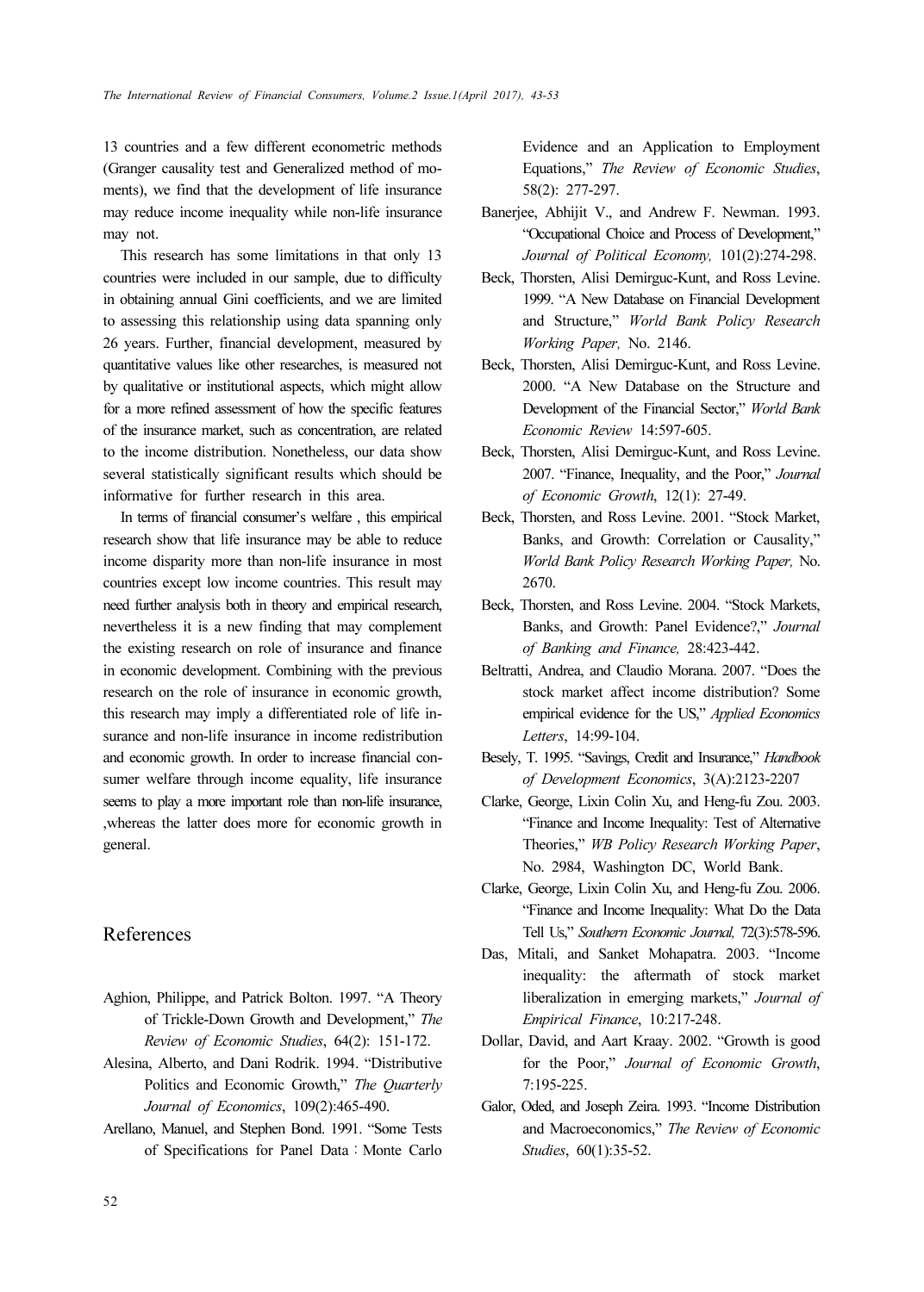13 countries and a few different econometric methods (Granger causality test and Generalized method of moments), we find that the development of life insurance may reduce income inequality while non-life insurance may not.

This research has some limitations in that only 13 countries were included in our sample, due to difficulty in obtaining annual Gini coefficients, and we are limited to assessing this relationship using data spanning only 26 years. Further, financial development, measured by quantitative values like other researches, is measured not by qualitative or institutional aspects, which might allow for a more refined assessment of how the specific features of the insurance market, such as concentration, are related to the income distribution. Nonetheless, our data show several statistically significant results which should be informative for further research in this area.

In terms of financial consumer's welfare , this empirical research show that life insurance may be able to reduce income disparity more than non-life insurance in most countries except low income countries. This result may need further analysis both in theory and empirical research, nevertheless it is a new finding that may complement the existing research on role of insurance and finance in economic development. Combining with the previous research on the role of insurance in economic growth, this research may imply a differentiated role of life insurance and non-life insurance in income redistribution and economic growth. In order to increase financial consumer welfare through income equality, life insurance seems to play a more important role than non-life insurance, ,whereas the latter does more for economic growth in general.

## References

Aghion, Philippe, and Patrick Bolton. 1997. "A Theory of Trickle-Down Growth and Development," *The Review of Economic Studies*, 64(2): 151-172.

Alesina, Alberto, and Dani Rodrik. 1994. "Distributive Politics and Economic Growth," *The Quarterly Journal of Economics*, 109(2):465-490.

Arellano, Manuel, and Stephen Bond. 1991. "Some Tests of Specifications for Panel Data : Monte Carlo Evidence and an Application to Employment Equations," *The Review of Economic Studies*, 58(2): 277-297.

Banerjee, Abhijit V., and Andrew F. Newman. 1993. "Occupational Choice and Process of Development," *Journal of Political Economy,* 101(2):274-298.

Beck, Thorsten, Alisi Demirguc-Kunt, and Ross Levine. 1999. "A New Database on Financial Development and Structure," *World Bank Policy Research Working Paper,* No. 2146.

Beck, Thorsten, Alisi Demirguc-Kunt, and Ross Levine. 2000. "A New Database on the Structure and Development of the Financial Sector," *World Bank Economic Review* 14:597-605.

Beck, Thorsten, Alisi Demirguc-Kunt, and Ross Levine. 2007. "Finance, Inequality, and the Poor," *Journal of Economic Growth*, 12(1): 27-49.

Beck, Thorsten, and Ross Levine. 2001. "Stock Market, Banks, and Growth: Correlation or Causality," *World Bank Policy Research Working Paper,* No. 2670.

Beck, Thorsten, and Ross Levine. 2004. "Stock Markets, Banks, and Growth: Panel Evidence?," *Journal of Banking and Finance,* 28:423-442.

Beltratti, Andrea, and Claudio Morana. 2007. "Does the stock market affect income distribution? Some empirical evidence for the US," *Applied Economics Letters*, 14:99-104.

Besely, T. 1995. "Savings, Credit and Insurance," *Handbook of Development Economics*, 3(A):2123-2207

Clarke, George, Lixin Colin Xu, and Heng-fu Zou. 2003. "Finance and Income Inequality: Test of Alternative Theories," *WB Policy Research Working Paper*, No. 2984, Washington DC, World Bank.

Clarke, George, Lixin Colin Xu, and Heng-fu Zou. 2006. "Finance and Income Inequality: What Do the Data Tell Us," *Southern Economic Journal,* 72(3):578-596.

Das, Mitali, and Sanket Mohapatra. 2003. "Income inequality: the aftermath of stock market liberalization in emerging markets," *Journal of Empirical Finance*, 10:217-248.

Dollar, David, and Aart Kraay. 2002. "Growth is good for the Poor," *Journal of Economic Growth*, 7:195-225.

Galor, Oded, and Joseph Zeira. 1993. "Income Distribution and Macroeconomics," *The Review of Economic Studies*, 60(1):35-52.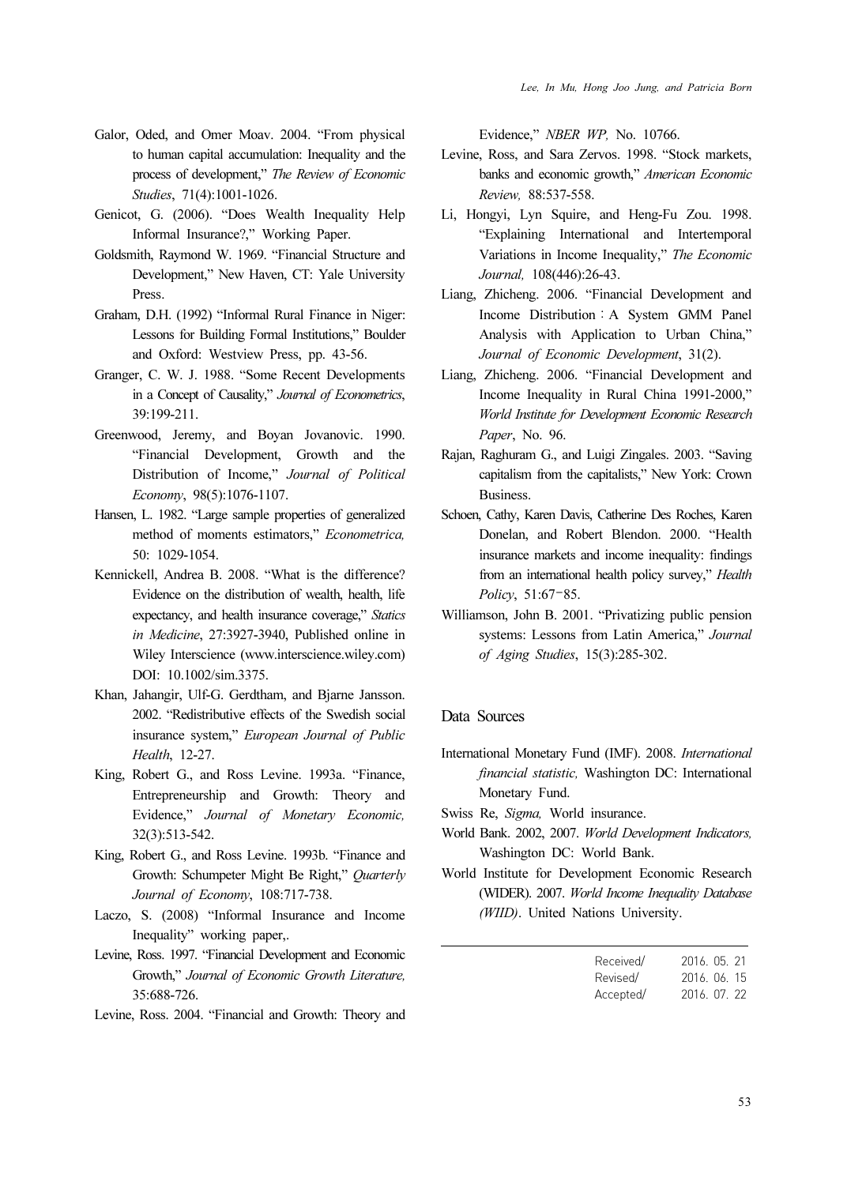Galor, Oded, and Omer Moav. 2004. "From physical to human capital accumulation: Inequality and the process of development," *The Review of Economic Studies*, 71(4):1001-1026.

Genicot, G. (2006). "Does Wealth Inequality Help Informal Insurance?," Working Paper.

Goldsmith, Raymond W. 1969. "Financial Structure and Development," New Haven, CT: Yale University Press.

Graham, D.H. (1992) "Informal Rural Finance in Niger: Lessons for Building Formal Institutions," Boulder and Oxford: Westview Press, pp. 43-56.

Granger, C. W. J. 1988. "Some Recent Developments in a Concept of Causality," *Journal of Econometrics*, 39:199-211.

Greenwood, Jeremy, and Boyan Jovanovic. 1990. "Financial Development, Growth and the Distribution of Income," *Journal of Political Economy*, 98(5):1076-1107.

Hansen, L. 1982. "Large sample properties of generalized method of moments estimators," *Econometrica,* 50: 1029-1054.

Kennickell, Andrea B. 2008. "What is the difference? Evidence on the distribution of wealth, health, life expectancy, and health insurance coverage," *Statics in Medicine*, 27:3927-3940, Published online in Wiley Interscience (www.interscience.wiley.com) DOI: 10.1002/sim.3375.

Khan, Jahangir, Ulf-G. Gerdtham, and Bjarne Jansson. 2002. "Redistributive effects of the Swedish social insurance system," *European Journal of Public Health*, 12-27.

King, Robert G., and Ross Levine. 1993a. "Finance, Entrepreneurship and Growth: Theory and Evidence," *Journal of Monetary Economic,* 32(3):513-542.

King, Robert G., and Ross Levine. 1993b. "Finance and Growth: Schumpeter Might Be Right," *Quarterly Journal of Economy*, 108:717-738.

Laczo, S. (2008) "Informal Insurance and Income Inequality" working paper,.

Levine, Ross. 1997. "Financial Development and Economic Growth," *Journal of Economic Growth Literature,* 35:688-726.

Levine, Ross. 2004. "Financial and Growth: Theory and Evidence," *NBER WP,* No. 10766.

Levine, Ross, and Sara Zervos. 1998. "Stock markets, banks and economic growth," *American Economic Review,* 88:537-558.

Li, Hongyi, Lyn Squire, and Heng-Fu Zou. 1998. "Explaining International and Intertemporal Variations in Income Inequality," *The Economic Journal,* 108(446):26-43.

Liang, Zhicheng. 2006. "Financial Development and Income Distribution : A System GMM Panel Analysis with Application to Urban China," *Journal of Economic Development*, 31(2).

Liang, Zhicheng. 2006. "Financial Development and Income Inequality in Rural China 1991-2000," *World Institute for Development Economic Research Paper*, No. 96.

Rajan, Raghuram G., and Luigi Zingales. 2003. "Saving capitalism from the capitalists," New York: Crown Business.

Schoen, Cathy, Karen Davis, Catherine Des Roches, Karen Donelan, and Robert Blendon. 2000. "Health insurance markets and income inequality: findings from an international health policy survey," *Health Policy*, 51:67-85.

Williamson, John B. 2001. "Privatizing public pension systems: Lessons from Latin America," *Journal of Aging Studies*, 15(3):285-302.

## Data Sources

International Monetary Fund (IMF). 2008. *International financial statistic,* Washington DC: International Monetary Fund.

Swiss Re, *Sigma,* World insurance.

World Bank. 2002, 2007. *World Development Indicators,* Washington DC: World Bank.

World Institute for Development Economic Research (WIDER). 2007. *World Income Inequality Database (WIID)*. United Nations University.

| | |
|---|---|
| Received/ | 2016. 05. 21 |
| Revised/ | 2016. 06. 15 |
| Accepted/ | 2016. 07. 22 |